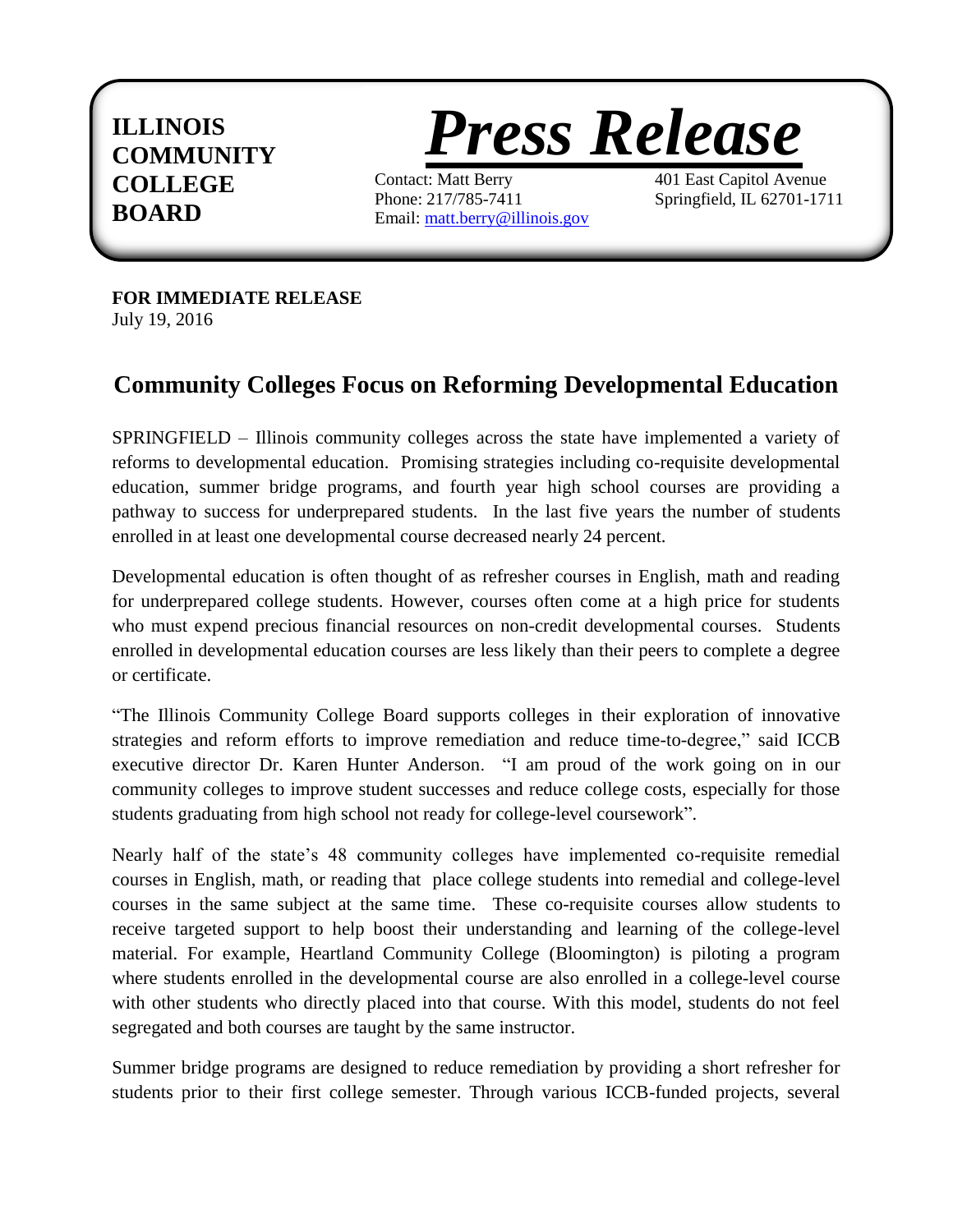**ILLINOIS COMMUNITY COLLEGE BOARD**

# *Press Release*

Contact: Matt Berry
Phone: 217/785-7411
Email: matt.berry@illinois.gov

401 East Capitol Avenue
Springfield, IL 62701-1711

**FOR IMMEDIATE RELEASE**
July 19, 2016

## Community Colleges Focus on Reforming Developmental Education

SPRINGFIELD – Illinois community colleges across the state have implemented a variety of reforms to developmental education. Promising strategies including co-requisite developmental education, summer bridge programs, and fourth year high school courses are providing a pathway to success for underprepared students. In the last five years the number of students enrolled in at least one developmental course decreased nearly 24 percent.

Developmental education is often thought of as refresher courses in English, math and reading for underprepared college students. However, courses often come at a high price for students who must expend precious financial resources on non-credit developmental courses. Students enrolled in developmental education courses are less likely than their peers to complete a degree or certificate.

"The Illinois Community College Board supports colleges in their exploration of innovative strategies and reform efforts to improve remediation and reduce time-to-degree," said ICCB executive director Dr. Karen Hunter Anderson. "I am proud of the work going on in our community colleges to improve student successes and reduce college costs, especially for those students graduating from high school not ready for college-level coursework".

Nearly half of the state's 48 community colleges have implemented co-requisite remedial courses in English, math, or reading that place college students into remedial and college-level courses in the same subject at the same time. These co-requisite courses allow students to receive targeted support to help boost their understanding and learning of the college-level material. For example, Heartland Community College (Bloomington) is piloting a program where students enrolled in the developmental course are also enrolled in a college-level course with other students who directly placed into that course. With this model, students do not feel segregated and both courses are taught by the same instructor.

Summer bridge programs are designed to reduce remediation by providing a short refresher for students prior to their first college semester. Through various ICCB-funded projects, several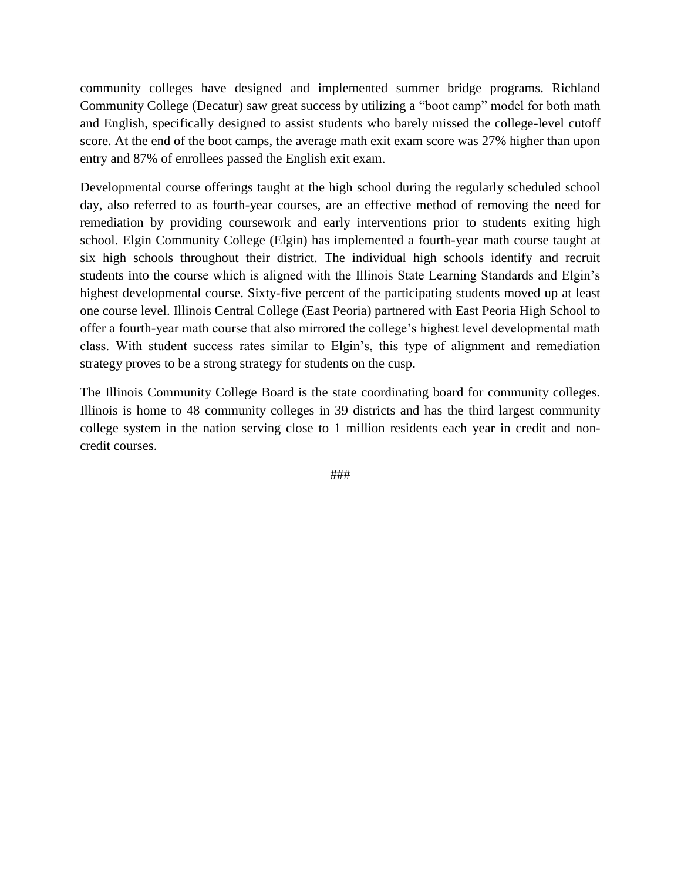community colleges have designed and implemented summer bridge programs. Richland Community College (Decatur) saw great success by utilizing a “boot camp” model for both math and English, specifically designed to assist students who barely missed the college-level cutoff score. At the end of the boot camps, the average math exit exam score was 27% higher than upon entry and 87% of enrollees passed the English exit exam.

Developmental course offerings taught at the high school during the regularly scheduled school day, also referred to as fourth-year courses, are an effective method of removing the need for remediation by providing coursework and early interventions prior to students exiting high school. Elgin Community College (Elgin) has implemented a fourth-year math course taught at six high schools throughout their district. The individual high schools identify and recruit students into the course which is aligned with the Illinois State Learning Standards and Elgin’s highest developmental course. Sixty-five percent of the participating students moved up at least one course level. Illinois Central College (East Peoria) partnered with East Peoria High School to offer a fourth-year math course that also mirrored the college’s highest level developmental math class. With student success rates similar to Elgin’s, this type of alignment and remediation strategy proves to be a strong strategy for students on the cusp.

The Illinois Community College Board is the state coordinating board for community colleges. Illinois is home to 48 community colleges in 39 districts and has the third largest community college system in the nation serving close to 1 million residents each year in credit and non-credit courses.

###